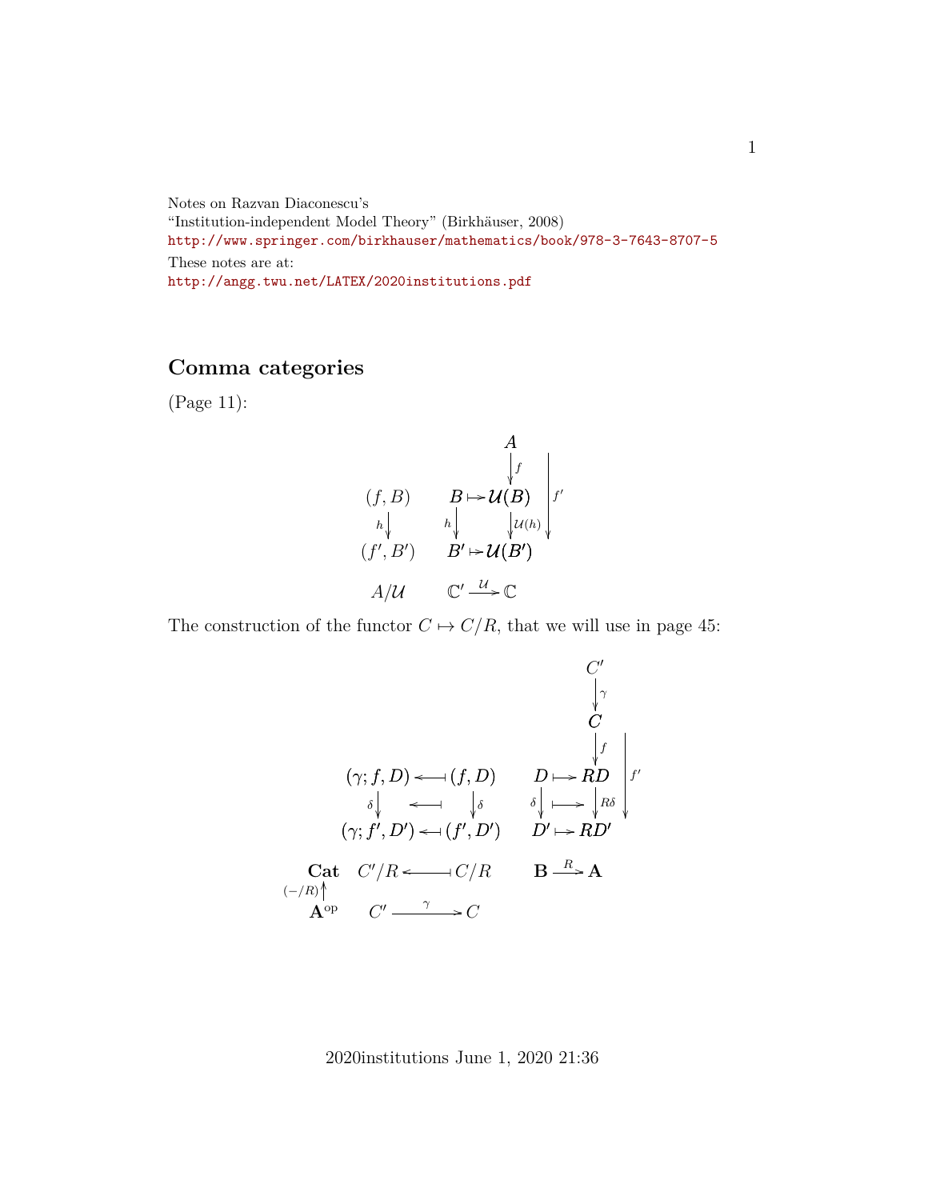Notes on Razvan Diaconescu's
"Institution-independent Model Theory" (Birkhäuser, 2008)
http://www.springer.com/birkhauser/mathematics/book/978-3-7643-8707-5
These notes are at:
http://angg.twu.net/LATEX/2020institutions.pdf

## Comma categories

(Page 11):

$$
\begin{array}{ccccc}
 & & & A & \\
 & & & \downarrow f & \\
(f,B) & & B & \mapsto \mathcal{U}(B) & \Big\downarrow f' \\
h\downarrow & & h\downarrow & \downarrow \mathcal{U}(h) & \\
(f',B') & & B' & \mapsto \mathcal{U}(B') & \\
 & & & & \\
A/\mathcal{U} & & \mathbb{C}' & \xrightarrow{\mathcal{U}} \mathbb{C} &
\end{array}
$$

The construction of the functor $C \mapsto C/R$, that we will use in page 45:

$$
\begin{array}{cccccc}
 & & & & C' & \\
 & & & & \downarrow \gamma & \\
 & & & & C & \\
 & & & & \downarrow f & \\
 & (\gamma; f, D) \longleftarrow\!\shortmid (f,D) & & D \mapsto & RD & \Big\downarrow f' \\
 & \delta\downarrow \quad \longleftarrow\!\shortmid \quad \downarrow\delta & & \delta\downarrow \;\longmapsto & \downarrow R\delta & \\
 & (\gamma; f', D') \longleftarrow\!\shortmid (f',D') & & D' \mapsto & RD' & \\
 & & & & & \\
\mathbf{Cat} & C'/R \longleftarrow\!\shortmid C/R & & \mathbf{B} \xrightarrow{R} & \mathbf{A} & \\
{\scriptstyle(-/R)}\uparrow & & & & & \\
\mathbf{A}^{\mathrm{op}} & C' \xrightarrow{\gamma} C & & & &
\end{array}
$$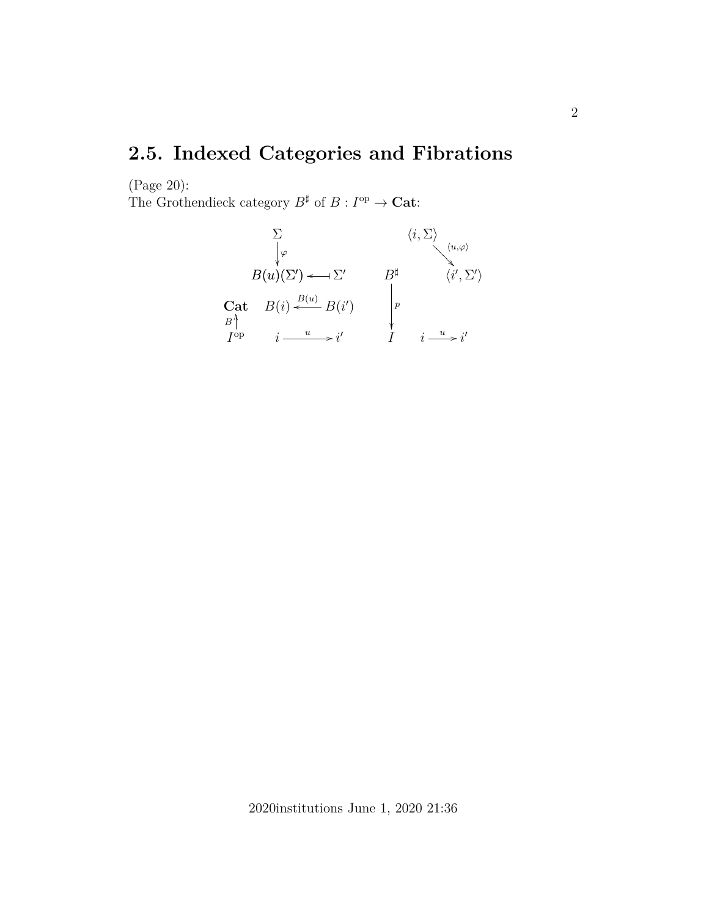## 2.5. Indexed Categories and Fibrations

(Page 20):
The Grothendieck category $B^\sharp$ of $B : I^{\mathrm{op}} \to \mathbf{Cat}$:

$$
\begin{array}{cccccc}
 & \Sigma & & & \langle i, \Sigma \rangle & \\
 & \big\downarrow \varphi & & & & \searrow \langle u,\varphi \rangle \\
 & B(u)(\Sigma') & \longleftarrow\!\!\shortmid \; \Sigma' & B^\sharp & & \langle i', \Sigma' \rangle \\
\mathbf{Cat} & B(i) & \xleftarrow{B(u)} B(i') & \big\downarrow p & & \\
B \big\uparrow & & & & & \\
I^{\mathrm{op}} & i & \xrightarrow{\quad u \quad} i' & I & i \xrightarrow{\; u \;} i' &
\end{array}
$$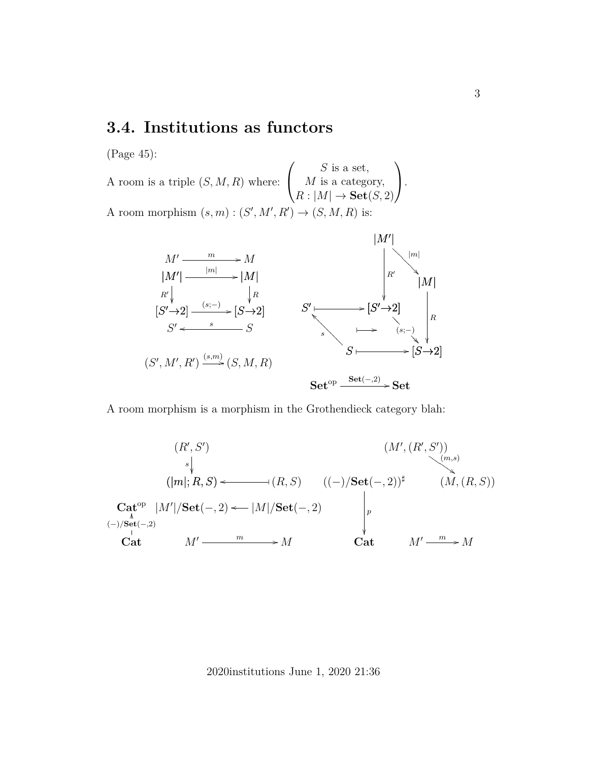## 3.4. Institutions as functors

(Page 45):

A room is a triple $(S, M, R)$ where: $\begin{pmatrix} S \text{ is a set,} \\ M \text{ is a category,} \\ R : |M| \to \mathbf{Set}(S, 2) \end{pmatrix}$.

A room morphism $(s, m) : (S', M', R') \to (S, M, R)$ is:

$$
\begin{array}{ccc}
M' & \xrightarrow{m} & M \\
|M'| & \xrightarrow{|m|} & |M| \\
{\scriptstyle R'}\downarrow & & \downarrow{\scriptstyle R} \\
[S' \to 2] & \xrightarrow{(s;-)} & [S \to 2] \\
S' & \xleftarrow{s} & S
\end{array}
$$

$$(S', M', R') \xrightarrow{(s,m)} (S, M, R)$$

$$
\begin{array}{ccccc}
 & & |M'| & & \\
 & & {\scriptstyle R'}\downarrow & \searrow{\scriptstyle |m|} & \\
 & & & & |M| \\
S' & \longmapsto & [S' \to 2] & & \downarrow{\scriptstyle R} \\
\uparrow{\scriptstyle s} & \longmapsto & & \searrow{\scriptstyle (s;-)} & \\
S & \longmapsto & & & [S \to 2]
\end{array}
$$

$$\mathbf{Set}^{\mathrm{op}} \xrightarrow{\mathbf{Set}(-,2)} \mathbf{Set}$$

A room morphism is a morphism in the Grothendieck category blah:

$$
\begin{array}{ccc}
 & (R', S') & \\
 & {\scriptstyle s}\downarrow & \\
 & (|m|; R, S) \longleftarrow\!\!\shortmid\ (R, S) & \\
\mathbf{Cat}^{\mathrm{op}} & |M'|/\mathbf{Set}(-,2) \longleftarrow |M|/\mathbf{Set}(-,2) & \\
\uparrow{\scriptstyle (-)/\mathbf{Set}(-,2)} & & \\
\mathbf{Cat} & M' \xrightarrow{m} M &
\end{array}
$$

$$
\begin{array}{ccc}
 & (M', (R', S')) & \\
 & \searrow{\scriptstyle (m,s)} & \\
((-)/\mathbf{Set}(-,2))^\sharp & & (M, (R, S)) \\
\downarrow{\scriptstyle p} & & \\
\mathbf{Cat} & M' \xrightarrow{m} M &
\end{array}
$$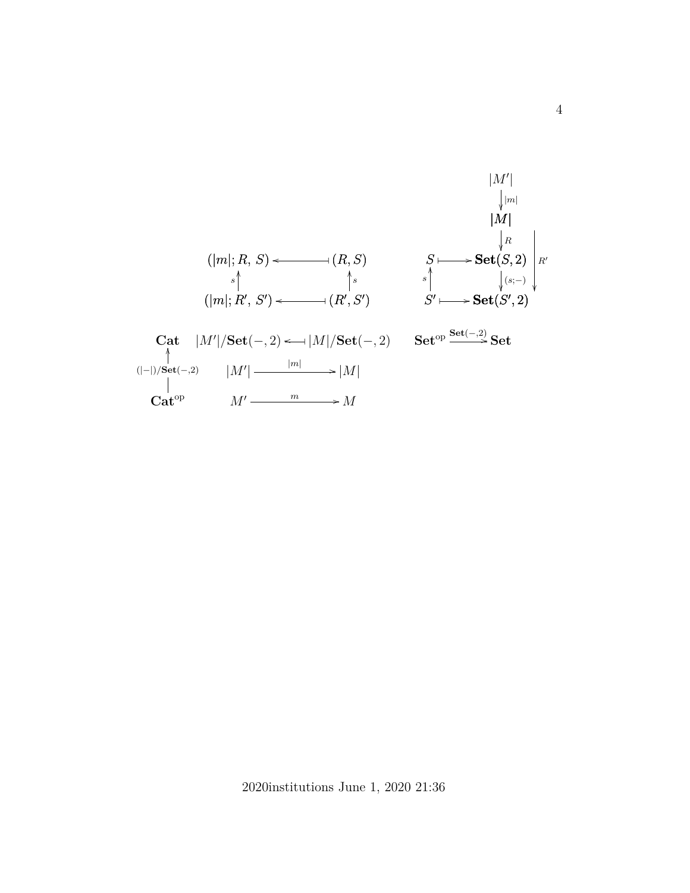$$
\begin{array}{ccc}
(|m|;R,\,S) & \longleftarrow\!\!\dashv & (R,S) \\
{\scriptstyle s}\uparrow & & \uparrow{\scriptstyle s} \\
(|m|;R',\,S') & \longleftarrow\!\!\dashv & (R',S')
\end{array}
\qquad\qquad
\begin{array}{ccc}
 & & |M'| \\
 & & \downarrow{\scriptstyle |m|} \\
 & & |M| \\
 & & \downarrow{\scriptstyle R} \\
S & \longmapsto & \mathbf{Set}(S,2) \\
{\scriptstyle s}\uparrow & & \downarrow{\scriptstyle (s;-)} \\
S' & \longmapsto & \mathbf{Set}(S',2)
\end{array}
\quad |M| \xrightarrow{R'} \mathbf{Set}(S',2)
$$

$$
\begin{array}{c}
\mathbf{Cat} \\
\uparrow{\scriptstyle (|-|)/\mathbf{Set}(-,2)} \\
\mathbf{Cat}^{\mathrm{op}}
\end{array}
\qquad
\begin{array}{ccc}
|M'|/\mathbf{Set}(-,2) & \longleftarrow\!\!\dashv & |M|/\mathbf{Set}(-,2) \\
|M'| & \xrightarrow{\quad |m| \quad} & |M| \\
M' & \xrightarrow{\quad m \quad} & M
\end{array}
\qquad
\mathbf{Set}^{\mathrm{op}} \xrightarrow{\mathbf{Set}(-,2)} \mathbf{Set}
$$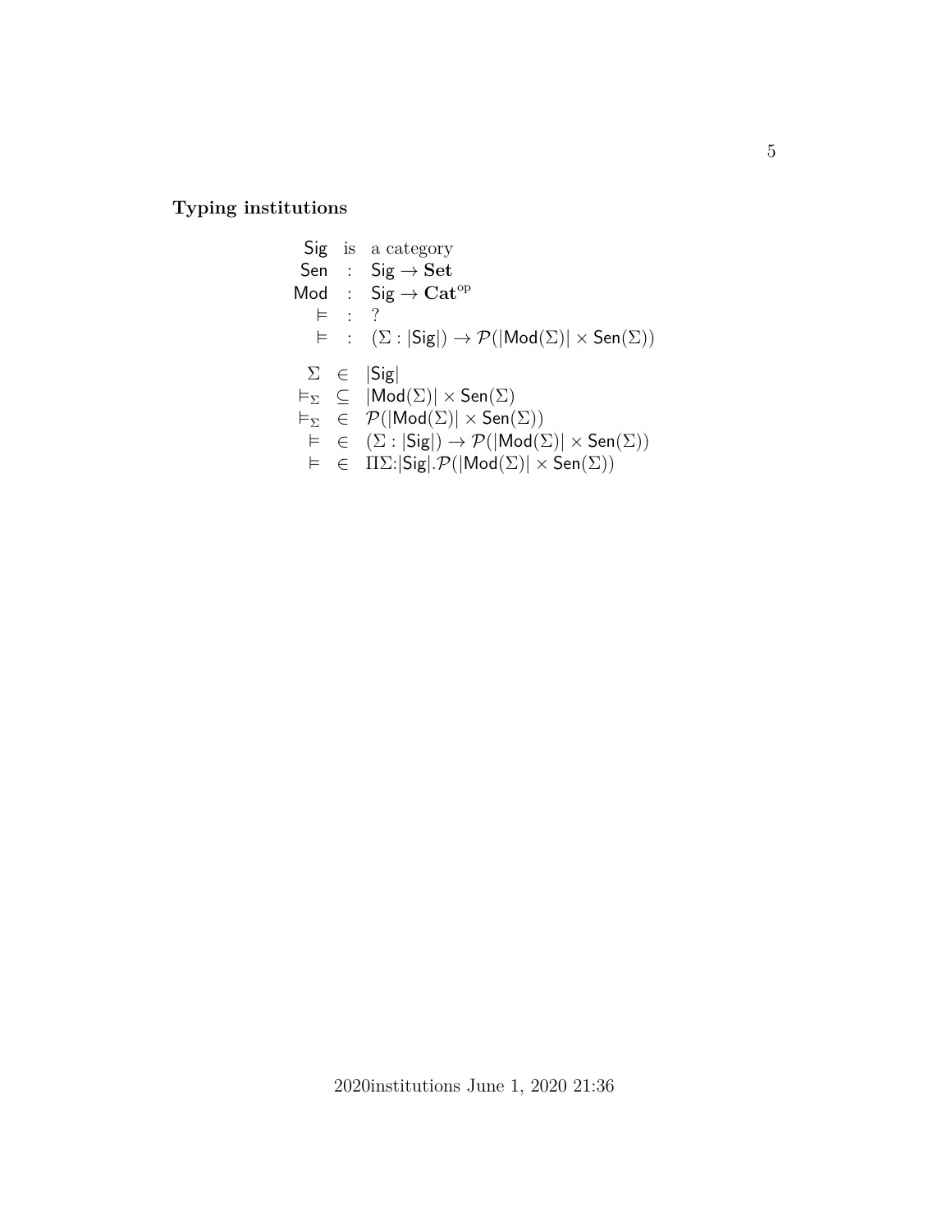**Typing institutions**

$$
\begin{array}{rcl}
\mathsf{Sig} & \text{is} & \text{a category} \\
\mathsf{Sen} & : & \mathsf{Sig} \to \mathbf{Set} \\
\mathsf{Mod} & : & \mathsf{Sig} \to \mathbf{Cat}^{\mathrm{op}} \\
\models & : & ? \\
\models & : & (\Sigma : |\mathsf{Sig}|) \to \mathcal{P}(|\mathsf{Mod}(\Sigma)| \times \mathsf{Sen}(\Sigma))
\end{array}
$$

$$
\begin{array}{rcl}
\Sigma & \in & |\mathsf{Sig}| \\
\models_\Sigma & \subseteq & |\mathsf{Mod}(\Sigma)| \times \mathsf{Sen}(\Sigma) \\
\models_\Sigma & \in & \mathcal{P}(|\mathsf{Mod}(\Sigma)| \times \mathsf{Sen}(\Sigma)) \\
\models & \in & (\Sigma : |\mathsf{Sig}|) \to \mathcal{P}(|\mathsf{Mod}(\Sigma)| \times \mathsf{Sen}(\Sigma)) \\
\models & \in & \Pi\Sigma{:}|\mathsf{Sig}|.\mathcal{P}(|\mathsf{Mod}(\Sigma)| \times \mathsf{Sen}(\Sigma))
\end{array}
$$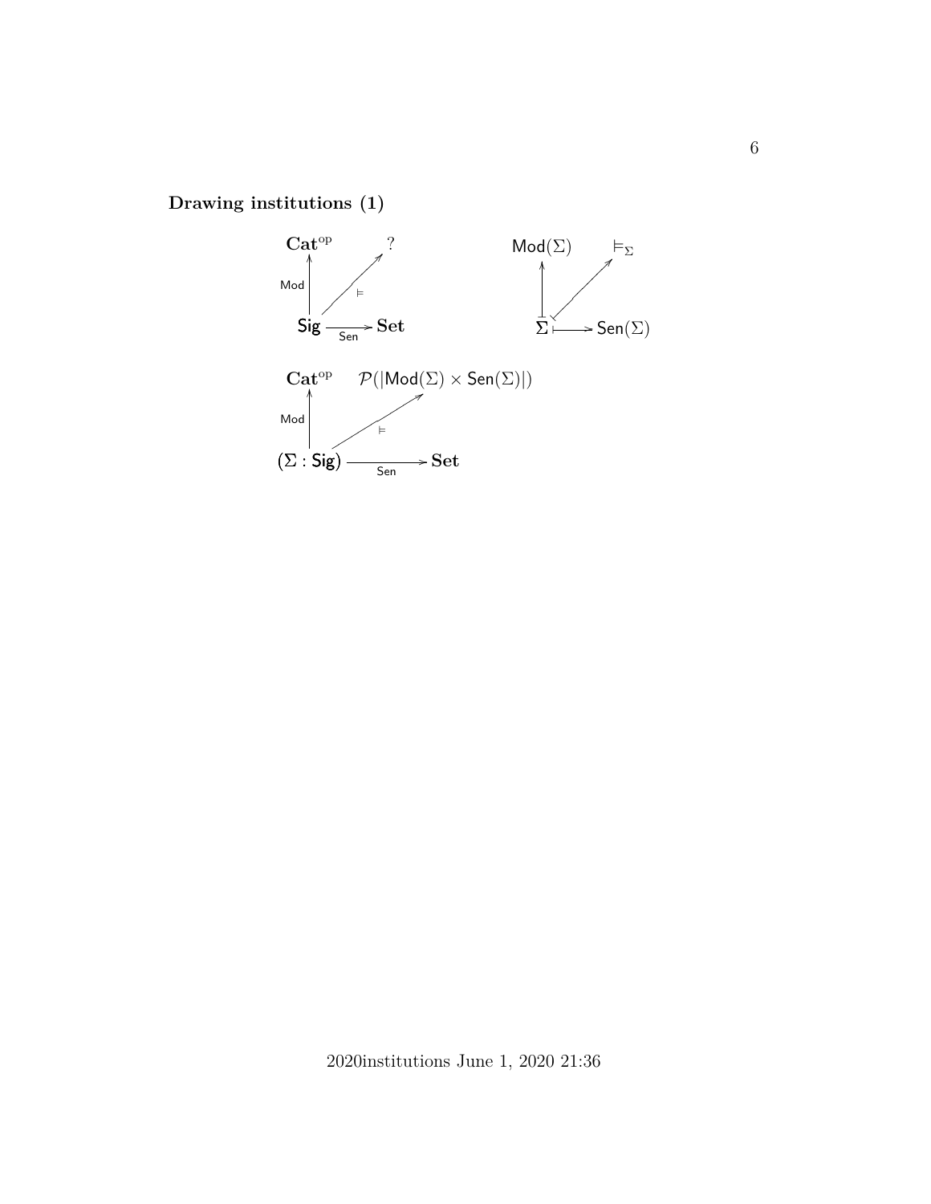**Drawing institutions (1)**

$$
\begin{array}{ccc}
\mathbf{Cat}^{\mathrm{op}} & & ? \\
\uparrow{\scriptstyle \mathsf{Mod}} & \nearrow{\scriptstyle \models} & \\
\mathsf{Sig} & \xrightarrow[\mathsf{Sen}]{} & \mathbf{Set}
\end{array}
\qquad\qquad
\begin{array}{ccc}
\mathsf{Mod}(\Sigma) & & \models_\Sigma \\
\uparrow & \nearrow & \\
\Sigma & \longmapsto & \mathsf{Sen}(\Sigma)
\end{array}
$$

$$
\begin{array}{ccc}
\mathbf{Cat}^{\mathrm{op}} & & \mathcal{P}(|\mathsf{Mod}(\Sigma) \times \mathsf{Sen}(\Sigma)|) \\
\uparrow{\scriptstyle \mathsf{Mod}} & \nearrow{\scriptstyle \models} & \\
(\Sigma : \mathsf{Sig}) & \xrightarrow[\mathsf{Sen}]{} & \mathbf{Set}
\end{array}
$$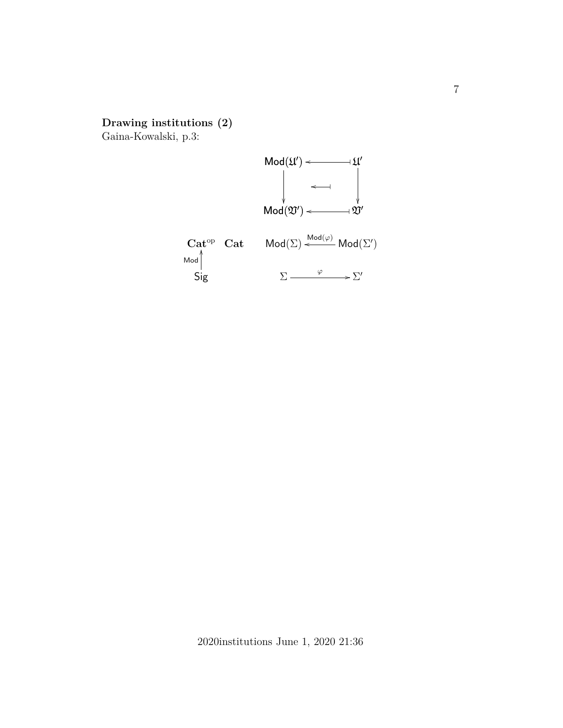**Drawing institutions (2)**
Gaina-Kowalski, p.3:

$$\begin{array}{ccc}
\mathsf{Mod}(\mathfrak{U}') & \longleftarrow\!\shortmid & \mathfrak{U}' \\
\downarrow & \longleftarrow\!\shortmid & \downarrow \\
\mathsf{Mod}(\mathfrak{V}') & \longleftarrow\!\shortmid & \mathfrak{V}'
\end{array}$$

$$\begin{array}{cccc}
\mathbf{Cat}^{\mathrm{op}} & \mathbf{Cat} & \mathsf{Mod}(\Sigma) \xleftarrow{\mathsf{Mod}(\varphi)} \mathsf{Mod}(\Sigma') \\
{\scriptstyle \mathsf{Mod}}\uparrow & & \\
\mathsf{Sig} & & \Sigma \xrightarrow{\quad\varphi\quad} \Sigma'
\end{array}$$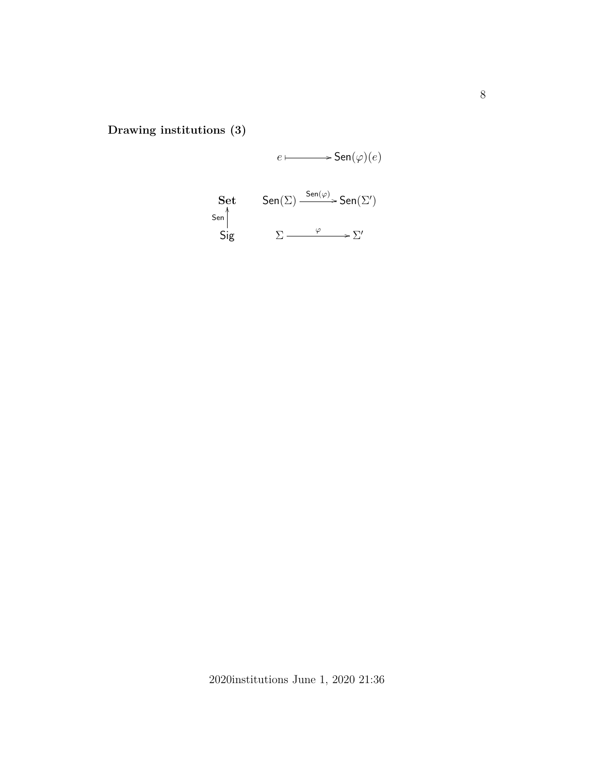**Drawing institutions (3)**

$$e \longmapsto \mathsf{Sen}(\varphi)(e)$$

$$\begin{array}{ccc}
\mathbf{Set} & & \mathsf{Sen}(\Sigma) \xrightarrow{\mathsf{Sen}(\varphi)} \mathsf{Sen}(\Sigma') \\
\mathsf{Sen} \uparrow & & \\
\mathsf{Sig} & & \Sigma \xrightarrow{\quad \varphi \quad} \Sigma'
\end{array}$$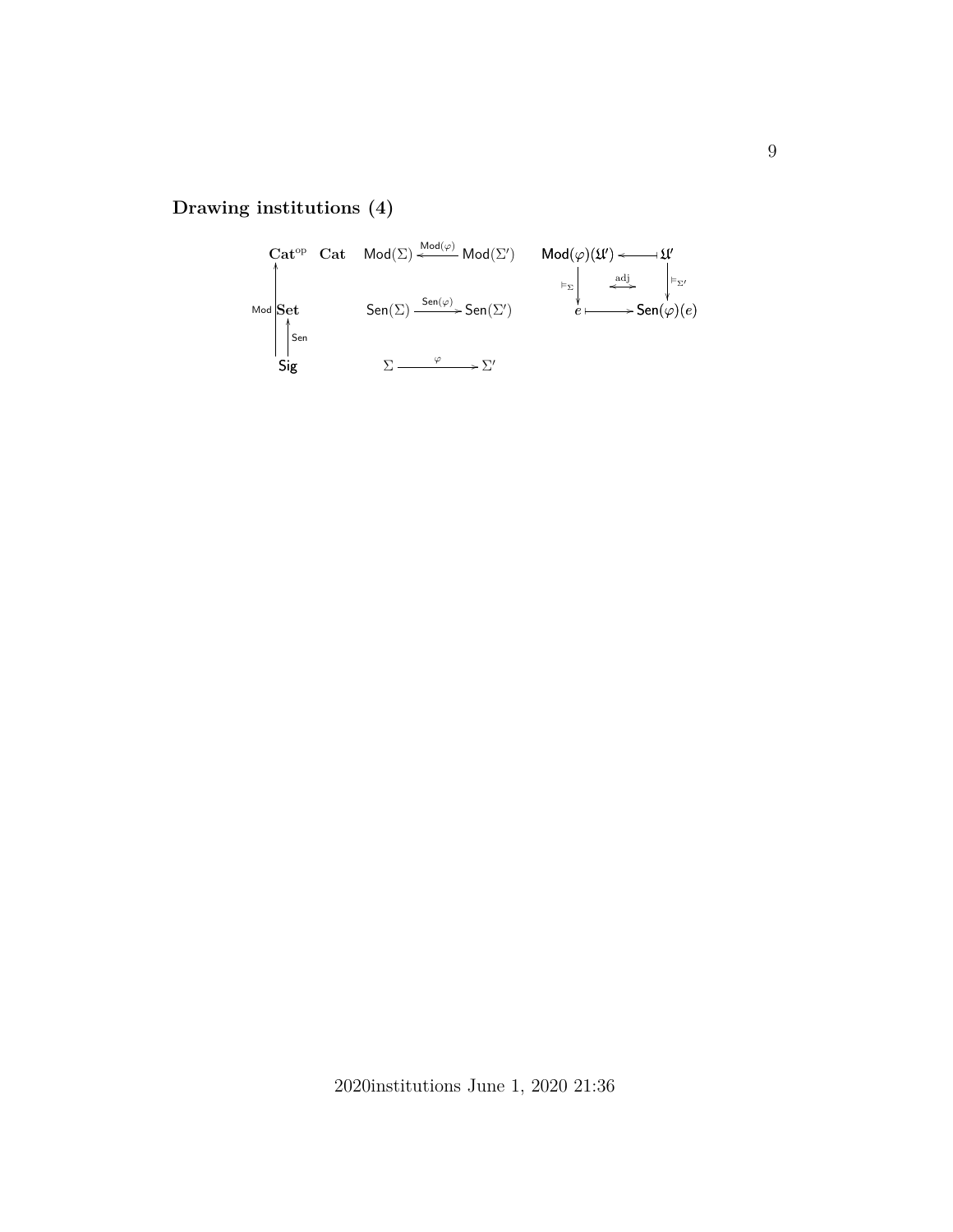**Drawing institutions (4)**

$$
\begin{array}{ccc}
\mathbf{Cat}^{\mathrm{op}} \quad \mathbf{Cat} & \mathsf{Mod}(\Sigma) \xleftarrow{\mathsf{Mod}(\varphi)} \mathsf{Mod}(\Sigma') & \mathsf{Mod}(\varphi)(\mathfrak{U}') \longleftarrow\!\shortmid \mathfrak{U}' \\
\uparrow \mathsf{Mod} \quad \mathbf{Set} & \mathsf{Sen}(\Sigma) \xrightarrow{\mathsf{Sen}(\varphi)} \mathsf{Sen}(\Sigma') & \models_{\Sigma} \downarrow \quad \overset{\text{adj}}{\longleftrightarrow} \quad \downarrow \models_{\Sigma'} \\
\uparrow \mathsf{Sen} & & e \longmapsto \mathsf{Sen}(\varphi)(e) \\
\mathsf{Sig} & \Sigma \xrightarrow{\quad \varphi \quad} \Sigma' &
\end{array}
$$